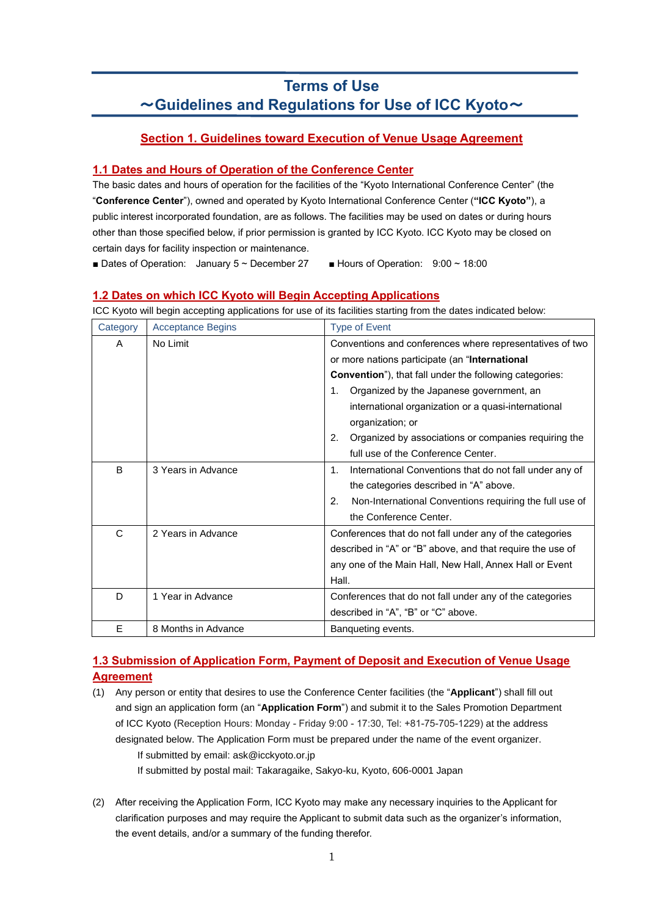# Terms of Use
# ～Guidelines and Regulations for Use of ICC Kyoto～

## Section 1. Guidelines toward Execution of Venue Usage Agreement

### 1.1 Dates and Hours of Operation of the Conference Center

The basic dates and hours of operation for the facilities of the "Kyoto International Conference Center" (the "**Conference Center**"), owned and operated by Kyoto International Conference Center (**"ICC Kyoto"**), a public interest incorporated foundation, are as follows. The facilities may be used on dates or during hours other than those specified below, if prior permission is granted by ICC Kyoto. ICC Kyoto may be closed on certain days for facility inspection or maintenance.

■ Dates of Operation: January 5 ~ December 27 ■ Hours of Operation: 9:00 ~ 18:00

### 1.2 Dates on which ICC Kyoto will Begin Accepting Applications

ICC Kyoto will begin accepting applications for use of its facilities starting from the dates indicated below:

| Category | Acceptance Begins | Type of Event |
|---|---|---|
| A | No Limit | Conventions and conferences where representatives of two or more nations participate (an "**International Convention**"), that fall under the following categories: 1. Organized by the Japanese government, an international organization or a quasi-international organization; or 2. Organized by associations or companies requiring the full use of the Conference Center. |
| B | 3 Years in Advance | 1. International Conventions that do not fall under any of the categories described in "A" above. 2. Non-International Conventions requiring the full use of the Conference Center. |
| C | 2 Years in Advance | Conferences that do not fall under any of the categories described in "A" or "B" above, and that require the use of any one of the Main Hall, New Hall, Annex Hall or Event Hall. |
| D | 1 Year in Advance | Conferences that do not fall under any of the categories described in "A", "B" or "C" above. |
| E | 8 Months in Advance | Banqueting events. |

### 1.3 Submission of Application Form, Payment of Deposit and Execution of Venue Usage Agreement

(1) Any person or entity that desires to use the Conference Center facilities (the "**Applicant**") shall fill out and sign an application form (an "**Application Form**") and submit it to the Sales Promotion Department of ICC Kyoto (Reception Hours: Monday - Friday 9:00 - 17:30, Tel: +81-75-705-1229) at the address designated below. The Application Form must be prepared under the name of the event organizer.

If submitted by email: ask@icckyoto.or.jp

If submitted by postal mail: Takaragaike, Sakyo-ku, Kyoto, 606-0001 Japan

(2) After receiving the Application Form, ICC Kyoto may make any necessary inquiries to the Applicant for clarification purposes and may require the Applicant to submit data such as the organizer's information, the event details, and/or a summary of the funding therefor.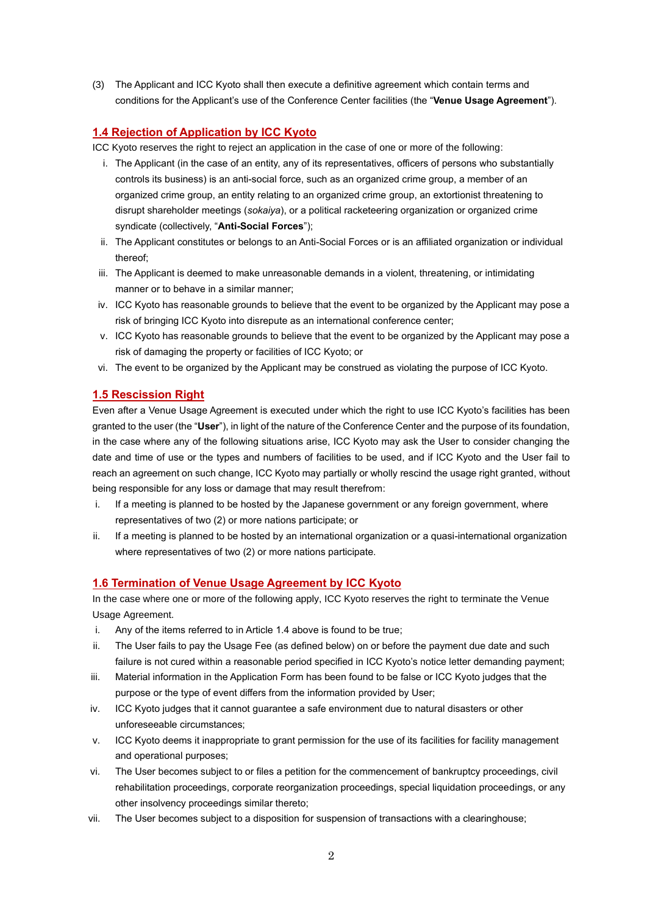(3) The Applicant and ICC Kyoto shall then execute a definitive agreement which contain terms and conditions for the Applicant's use of the Conference Center facilities (the "**Venue Usage Agreement**").

## 1.4 Rejection of Application by ICC Kyoto

ICC Kyoto reserves the right to reject an application in the case of one or more of the following:

i. The Applicant (in the case of an entity, any of its representatives, officers of persons who substantially controls its business) is an anti-social force, such as an organized crime group, a member of an organized crime group, an entity relating to an organized crime group, an extortionist threatening to disrupt shareholder meetings (*sokaiya*), or a political racketeering organization or organized crime syndicate (collectively, "**Anti-Social Forces**");
ii. The Applicant constitutes or belongs to an Anti-Social Forces or is an affiliated organization or individual thereof;
iii. The Applicant is deemed to make unreasonable demands in a violent, threatening, or intimidating manner or to behave in a similar manner;
iv. ICC Kyoto has reasonable grounds to believe that the event to be organized by the Applicant may pose a risk of bringing ICC Kyoto into disrepute as an international conference center;
v. ICC Kyoto has reasonable grounds to believe that the event to be organized by the Applicant may pose a risk of damaging the property or facilities of ICC Kyoto; or
vi. The event to be organized by the Applicant may be construed as violating the purpose of ICC Kyoto.

## 1.5 Rescission Right

Even after a Venue Usage Agreement is executed under which the right to use ICC Kyoto's facilities has been granted to the user (the "**User**"), in light of the nature of the Conference Center and the purpose of its foundation, in the case where any of the following situations arise, ICC Kyoto may ask the User to consider changing the date and time of use or the types and numbers of facilities to be used, and if ICC Kyoto and the User fail to reach an agreement on such change, ICC Kyoto may partially or wholly rescind the usage right granted, without being responsible for any loss or damage that may result therefrom:

i. If a meeting is planned to be hosted by the Japanese government or any foreign government, where representatives of two (2) or more nations participate; or
ii. If a meeting is planned to be hosted by an international organization or a quasi-international organization where representatives of two (2) or more nations participate.

## 1.6 Termination of Venue Usage Agreement by ICC Kyoto

In the case where one or more of the following apply, ICC Kyoto reserves the right to terminate the Venue Usage Agreement.

i. Any of the items referred to in Article 1.4 above is found to be true;
ii. The User fails to pay the Usage Fee (as defined below) on or before the payment due date and such failure is not cured within a reasonable period specified in ICC Kyoto's notice letter demanding payment;
iii. Material information in the Application Form has been found to be false or ICC Kyoto judges that the purpose or the type of event differs from the information provided by User;
iv. ICC Kyoto judges that it cannot guarantee a safe environment due to natural disasters or other unforeseeable circumstances;
v. ICC Kyoto deems it inappropriate to grant permission for the use of its facilities for facility management and operational purposes;
vi. The User becomes subject to or files a petition for the commencement of bankruptcy proceedings, civil rehabilitation proceedings, corporate reorganization proceedings, special liquidation proceedings, or any other insolvency proceedings similar thereto;
vii. The User becomes subject to a disposition for suspension of transactions with a clearinghouse;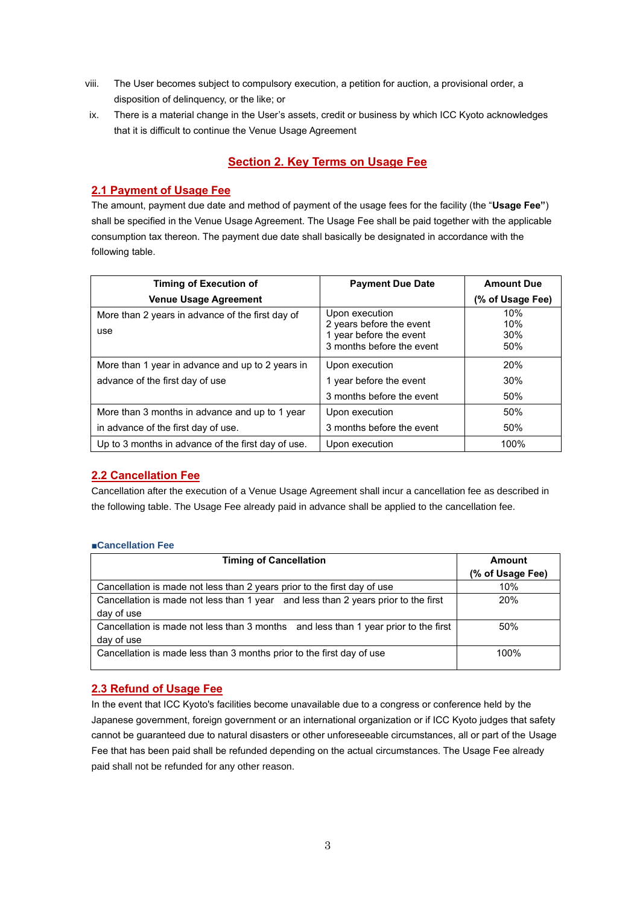viii. The User becomes subject to compulsory execution, a petition for auction, a provisional order, a disposition of delinquency, or the like; or

ix. There is a material change in the User's assets, credit or business by which ICC Kyoto acknowledges that it is difficult to continue the Venue Usage Agreement

## Section 2. Key Terms on Usage Fee

### 2.1 Payment of Usage Fee

The amount, payment due date and method of payment of the usage fees for the facility (the "**Usage Fee"**) shall be specified in the Venue Usage Agreement. The Usage Fee shall be paid together with the applicable consumption tax thereon. The payment due date shall basically be designated in accordance with the following table.

| Timing of Execution of Venue Usage Agreement | Payment Due Date | Amount Due (% of Usage Fee) |
|---|---|---|
| More than 2 years in advance of the first day of use | Upon execution<br>2 years before the event<br>1 year before the event<br>3 months before the event | 10%<br>10%<br>30%<br>50% |
| More than 1 year in advance and up to 2 years in advance of the first day of use | Upon execution<br>1 year before the event<br>3 months before the event | 20%<br>30%<br>50% |
| More than 3 months in advance and up to 1 year in advance of the first day of use. | Upon execution<br>3 months before the event | 50%<br>50% |
| Up to 3 months in advance of the first day of use. | Upon execution | 100% |

### 2.2 Cancellation Fee

Cancellation after the execution of a Venue Usage Agreement shall incur a cancellation fee as described in the following table. The Usage Fee already paid in advance shall be applied to the cancellation fee.

■Cancellation Fee

| Timing of Cancellation | Amount (% of Usage Fee) |
|---|---|
| Cancellation is made not less than 2 years prior to the first day of use | 10% |
| Cancellation is made not less than 1 year and less than 2 years prior to the first day of use | 20% |
| Cancellation is made not less than 3 months and less than 1 year prior to the first day of use | 50% |
| Cancellation is made less than 3 months prior to the first day of use | 100% |

### 2.3 Refund of Usage Fee

In the event that ICC Kyoto's facilities become unavailable due to a congress or conference held by the Japanese government, foreign government or an international organization or if ICC Kyoto judges that safety cannot be guaranteed due to natural disasters or other unforeseeable circumstances, all or part of the Usage Fee that has been paid shall be refunded depending on the actual circumstances. The Usage Fee already paid shall not be refunded for any other reason.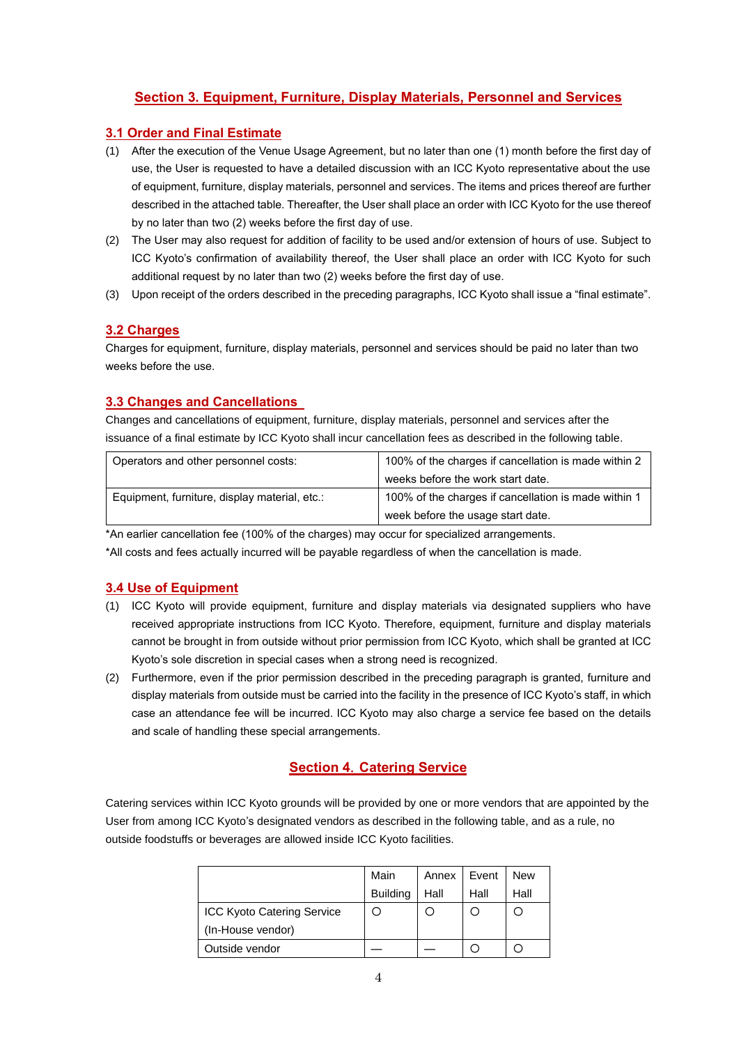## Section 3. Equipment, Furniture, Display Materials, Personnel and Services

### 3.1 Order and Final Estimate

(1) After the execution of the Venue Usage Agreement, but no later than one (1) month before the first day of use, the User is requested to have a detailed discussion with an ICC Kyoto representative about the use of equipment, furniture, display materials, personnel and services. The items and prices thereof are further described in the attached table. Thereafter, the User shall place an order with ICC Kyoto for the use thereof by no later than two (2) weeks before the first day of use.

(2) The User may also request for addition of facility to be used and/or extension of hours of use. Subject to ICC Kyoto's confirmation of availability thereof, the User shall place an order with ICC Kyoto for such additional request by no later than two (2) weeks before the first day of use.

(3) Upon receipt of the orders described in the preceding paragraphs, ICC Kyoto shall issue a "final estimate".

### 3.2 Charges

Charges for equipment, furniture, display materials, personnel and services should be paid no later than two weeks before the use.

### 3.3 Changes and Cancellations

Changes and cancellations of equipment, furniture, display materials, personnel and services after the issuance of a final estimate by ICC Kyoto shall incur cancellation fees as described in the following table.

| Operators and other personnel costs: | 100% of the charges if cancellation is made within 2 weeks before the work start date. |
|---|---|
| Equipment, furniture, display material, etc.: | 100% of the charges if cancellation is made within 1 week before the usage start date. |

*An earlier cancellation fee (100% of the charges) may occur for specialized arrangements.

*All costs and fees actually incurred will be payable regardless of when the cancellation is made.

### 3.4 Use of Equipment

(1) ICC Kyoto will provide equipment, furniture and display materials via designated suppliers who have received appropriate instructions from ICC Kyoto. Therefore, equipment, furniture and display materials cannot be brought in from outside without prior permission from ICC Kyoto, which shall be granted at ICC Kyoto's sole discretion in special cases when a strong need is recognized.

(2) Furthermore, even if the prior permission described in the preceding paragraph is granted, furniture and display materials from outside must be carried into the facility in the presence of ICC Kyoto's staff, in which case an attendance fee will be incurred. ICC Kyoto may also charge a service fee based on the details and scale of handling these special arrangements.

## Section 4. Catering Service

Catering services within ICC Kyoto grounds will be provided by one or more vendors that are appointed by the User from among ICC Kyoto's designated vendors as described in the following table, and as a rule, no outside foodstuffs or beverages are allowed inside ICC Kyoto facilities.

| | Main Building | Annex Hall | Event Hall | New Hall |
|---|---|---|---|---|
| ICC Kyoto Catering Service (In-House vendor) | ○ | ○ | ○ | ○ |
| Outside vendor | — | — | ○ | ○ |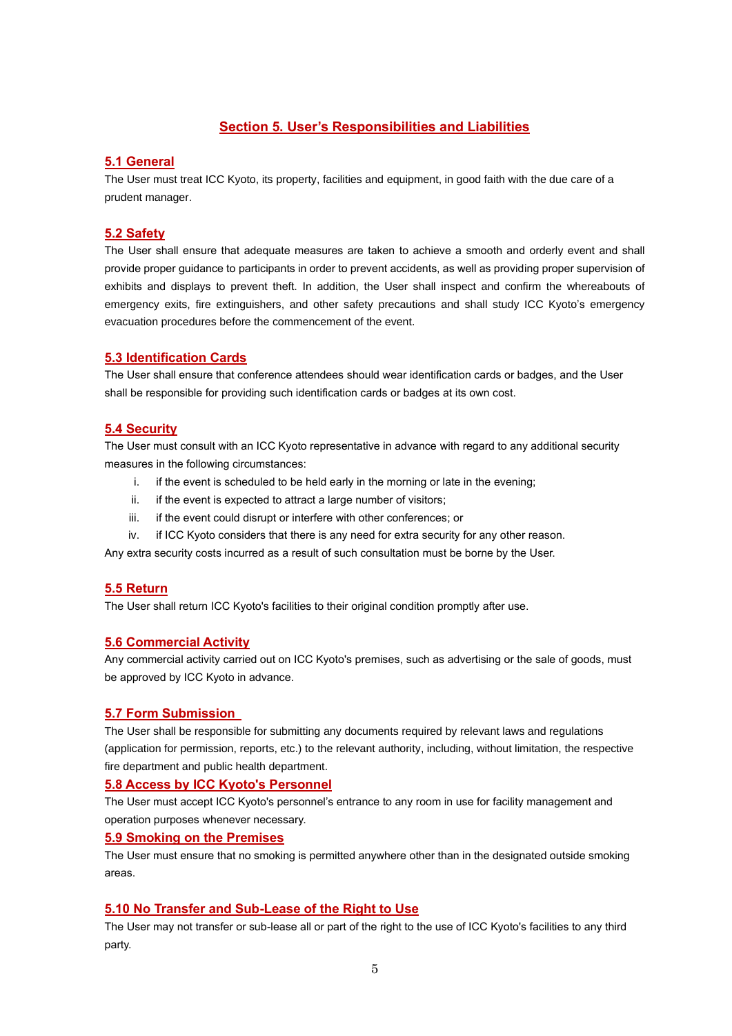## Section 5. User's Responsibilities and Liabilities

### 5.1 General

The User must treat ICC Kyoto, its property, facilities and equipment, in good faith with the due care of a prudent manager.

### 5.2 Safety

The User shall ensure that adequate measures are taken to achieve a smooth and orderly event and shall provide proper guidance to participants in order to prevent accidents, as well as providing proper supervision of exhibits and displays to prevent theft. In addition, the User shall inspect and confirm the whereabouts of emergency exits, fire extinguishers, and other safety precautions and shall study ICC Kyoto's emergency evacuation procedures before the commencement of the event.

### 5.3 Identification Cards

The User shall ensure that conference attendees should wear identification cards or badges, and the User shall be responsible for providing such identification cards or badges at its own cost.

### 5.4 Security

The User must consult with an ICC Kyoto representative in advance with regard to any additional security measures in the following circumstances:

i. if the event is scheduled to be held early in the morning or late in the evening;
ii. if the event is expected to attract a large number of visitors;
iii. if the event could disrupt or interfere with other conferences; or
iv. if ICC Kyoto considers that there is any need for extra security for any other reason.

Any extra security costs incurred as a result of such consultation must be borne by the User.

### 5.5 Return

The User shall return ICC Kyoto's facilities to their original condition promptly after use.

### 5.6 Commercial Activity

Any commercial activity carried out on ICC Kyoto's premises, such as advertising or the sale of goods, must be approved by ICC Kyoto in advance.

### 5.7 Form Submission

The User shall be responsible for submitting any documents required by relevant laws and regulations (application for permission, reports, etc.) to the relevant authority, including, without limitation, the respective fire department and public health department.

### 5.8 Access by ICC Kyoto's Personnel

The User must accept ICC Kyoto's personnel's entrance to any room in use for facility management and operation purposes whenever necessary.

### 5.9 Smoking on the Premises

The User must ensure that no smoking is permitted anywhere other than in the designated outside smoking areas.

### 5.10 No Transfer and Sub-Lease of the Right to Use

The User may not transfer or sub-lease all or part of the right to the use of ICC Kyoto's facilities to any third party.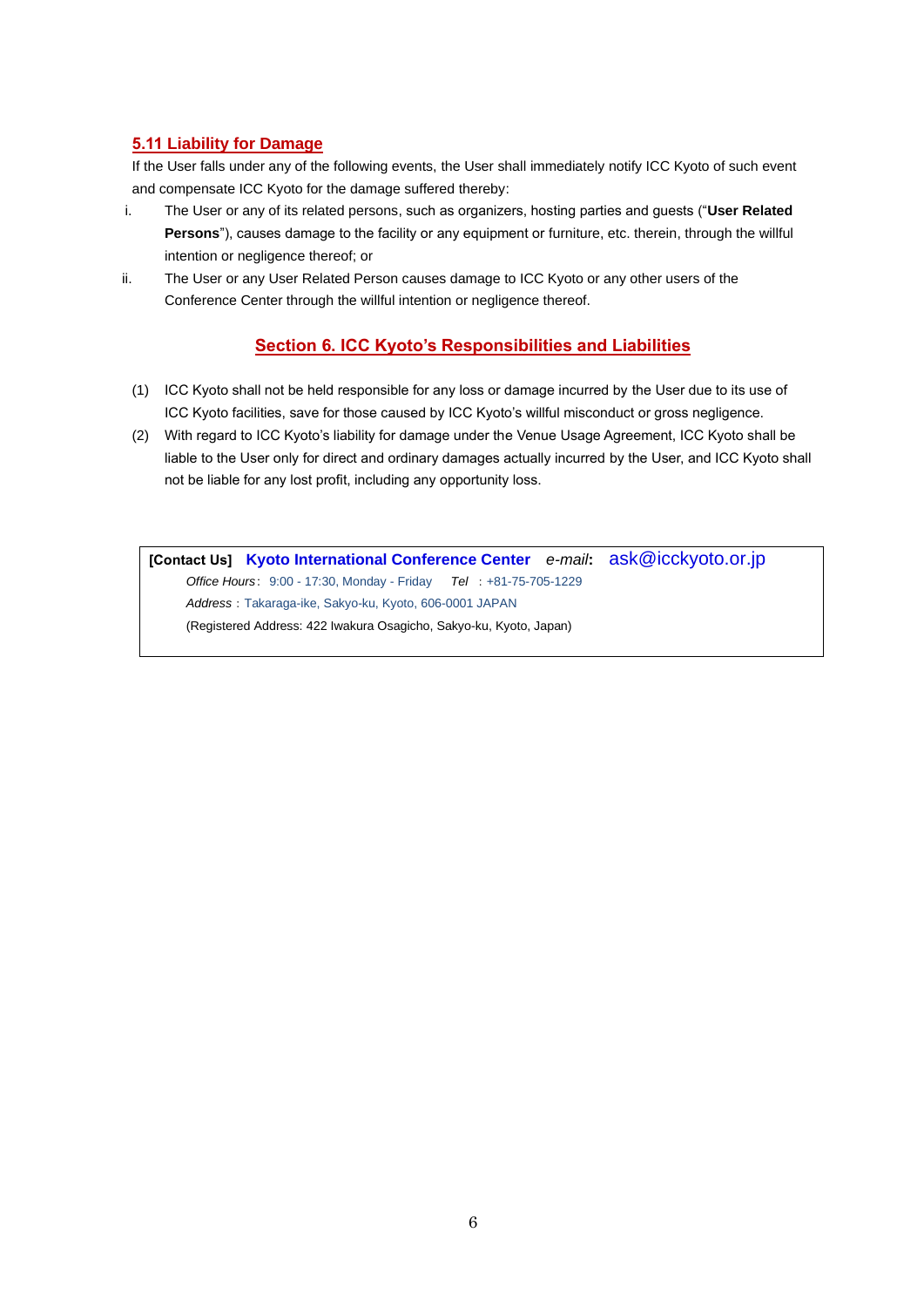### 5.11 Liability for Damage

If the User falls under any of the following events, the User shall immediately notify ICC Kyoto of such event and compensate ICC Kyoto for the damage suffered thereby:

i. The User or any of its related persons, such as organizers, hosting parties and guests ("**User Related Persons**"), causes damage to the facility or any equipment or furniture, etc. therein, through the willful intention or negligence thereof; or

ii. The User or any User Related Person causes damage to ICC Kyoto or any other users of the Conference Center through the willful intention or negligence thereof.

## Section 6. ICC Kyoto's Responsibilities and Liabilities

(1) ICC Kyoto shall not be held responsible for any loss or damage incurred by the User due to its use of ICC Kyoto facilities, save for those caused by ICC Kyoto's willful misconduct or gross negligence.

(2) With regard to ICC Kyoto's liability for damage under the Venue Usage Agreement, ICC Kyoto shall be liable to the User only for direct and ordinary damages actually incurred by the User, and ICC Kyoto shall not be liable for any lost profit, including any opportunity loss.

**[Contact Us]** **Kyoto International Conference Center** *e-mail*: ask@icckyoto.or.jp

*Office Hours*: 9:00 - 17:30, Monday - Friday *Tel* : +81-75-705-1229

*Address* : Takaraga-ike, Sakyo-ku, Kyoto, 606-0001 JAPAN

(Registered Address: 422 Iwakura Osagicho, Sakyo-ku, Kyoto, Japan)